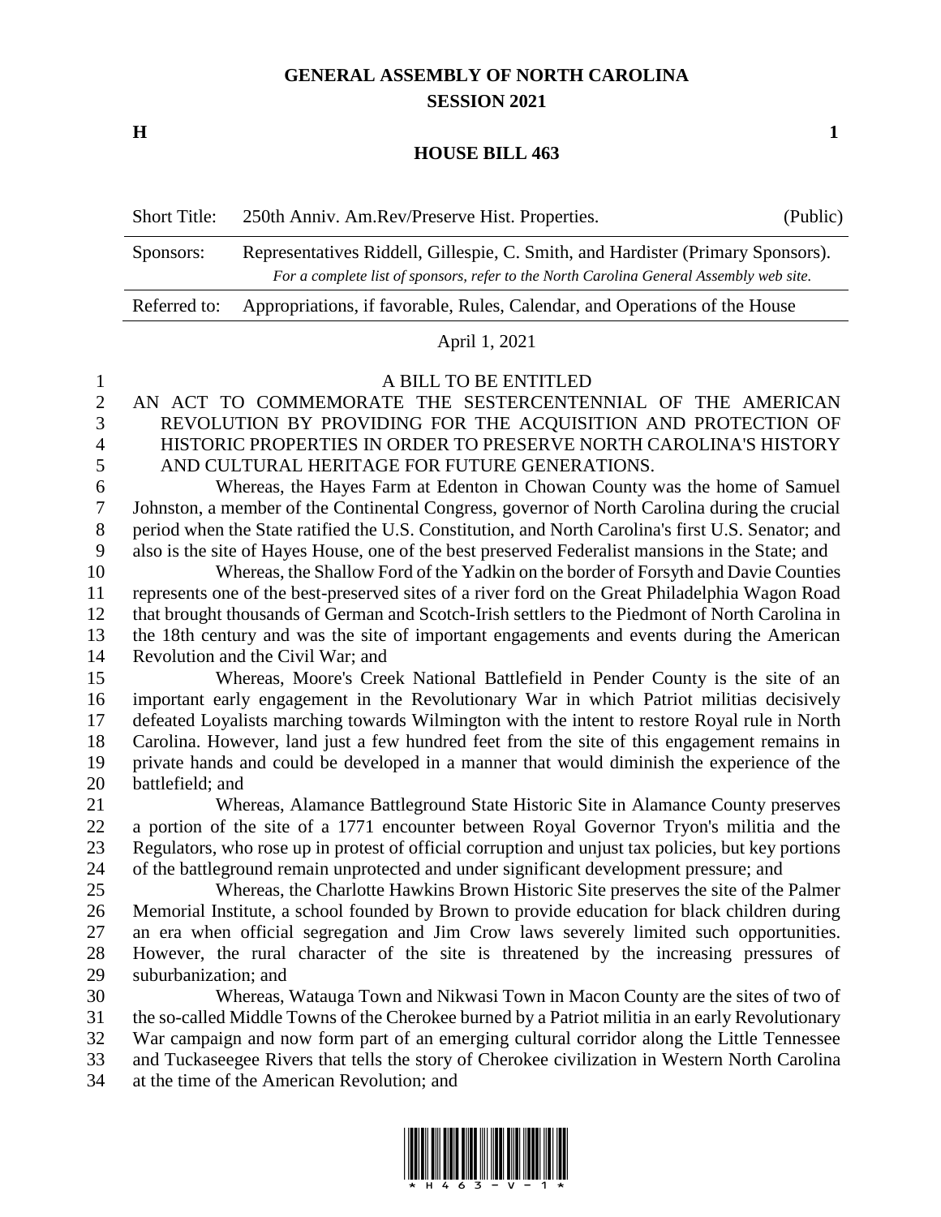# GENERAL ASSEMBLY OF NORTH CAROLINA
## SESSION 2021

**H** **1**

## HOUSE BILL 463

| | | |
|---|---|---|
| Short Title: | 250th Anniv. Am.Rev/Preserve Hist. Properties. | (Public) |
| Sponsors: | Representatives Riddell, Gillespie, C. Smith, and Hardister (Primary Sponsors). *For a complete list of sponsors, refer to the North Carolina General Assembly web site.* | |
| Referred to: | Appropriations, if favorable, Rules, Calendar, and Operations of the House | |

April 1, 2021

A BILL TO BE ENTITLED

AN ACT TO COMMEMORATE THE SESTERCENTENNIAL OF THE AMERICAN REVOLUTION BY PROVIDING FOR THE ACQUISITION AND PROTECTION OF HISTORIC PROPERTIES IN ORDER TO PRESERVE NORTH CAROLINA'S HISTORY AND CULTURAL HERITAGE FOR FUTURE GENERATIONS.

Whereas, the Hayes Farm at Edenton in Chowan County was the home of Samuel Johnston, a member of the Continental Congress, governor of North Carolina during the crucial period when the State ratified the U.S. Constitution, and North Carolina's first U.S. Senator; and also is the site of Hayes House, one of the best preserved Federalist mansions in the State; and

Whereas, the Shallow Ford of the Yadkin on the border of Forsyth and Davie Counties represents one of the best-preserved sites of a river ford on the Great Philadelphia Wagon Road that brought thousands of German and Scotch-Irish settlers to the Piedmont of North Carolina in the 18th century and was the site of important engagements and events during the American Revolution and the Civil War; and

Whereas, Moore's Creek National Battlefield in Pender County is the site of an important early engagement in the Revolutionary War in which Patriot militias decisively defeated Loyalists marching towards Wilmington with the intent to restore Royal rule in North Carolina. However, land just a few hundred feet from the site of this engagement remains in private hands and could be developed in a manner that would diminish the experience of the battlefield; and

Whereas, Alamance Battleground State Historic Site in Alamance County preserves a portion of the site of a 1771 encounter between Royal Governor Tryon's militia and the Regulators, who rose up in protest of official corruption and unjust tax policies, but key portions of the battleground remain unprotected and under significant development pressure; and

Whereas, the Charlotte Hawkins Brown Historic Site preserves the site of the Palmer Memorial Institute, a school founded by Brown to provide education for black children during an era when official segregation and Jim Crow laws severely limited such opportunities. However, the rural character of the site is threatened by the increasing pressures of suburbanization; and

Whereas, Watauga Town and Nikwasi Town in Macon County are the sites of two of the so-called Middle Towns of the Cherokee burned by a Patriot militia in an early Revolutionary War campaign and now form part of an emerging cultural corridor along the Little Tennessee and Tuckaseegee Rivers that tells the story of Cherokee civilization in Western North Carolina at the time of the American Revolution; and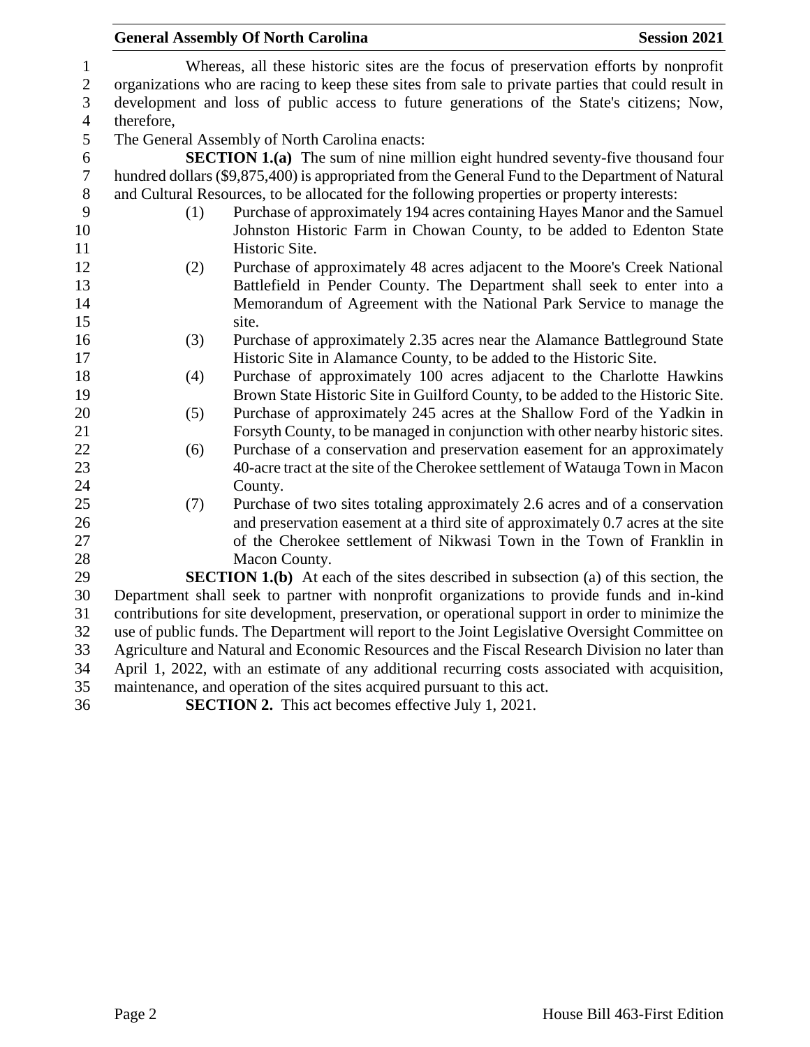Whereas, all these historic sites are the focus of preservation efforts by nonprofit organizations who are racing to keep these sites from sale to private parties that could result in development and loss of public access to future generations of the State's citizens; Now, therefore,

The General Assembly of North Carolina enacts:

**SECTION 1.(a)** The sum of nine million eight hundred seventy-five thousand four hundred dollars ($9,875,400) is appropriated from the General Fund to the Department of Natural and Cultural Resources, to be allocated for the following properties or property interests:

(1) Purchase of approximately 194 acres containing Hayes Manor and the Samuel Johnston Historic Farm in Chowan County, to be added to Edenton State Historic Site.

(2) Purchase of approximately 48 acres adjacent to the Moore's Creek National Battlefield in Pender County. The Department shall seek to enter into a Memorandum of Agreement with the National Park Service to manage the site.

(3) Purchase of approximately 2.35 acres near the Alamance Battleground State Historic Site in Alamance County, to be added to the Historic Site.

(4) Purchase of approximately 100 acres adjacent to the Charlotte Hawkins Brown State Historic Site in Guilford County, to be added to the Historic Site.

(5) Purchase of approximately 245 acres at the Shallow Ford of the Yadkin in Forsyth County, to be managed in conjunction with other nearby historic sites.

(6) Purchase of a conservation and preservation easement for an approximately 40-acre tract at the site of the Cherokee settlement of Watauga Town in Macon County.

(7) Purchase of two sites totaling approximately 2.6 acres and of a conservation and preservation easement at a third site of approximately 0.7 acres at the site of the Cherokee settlement of Nikwasi Town in the Town of Franklin in Macon County.

**SECTION 1.(b)** At each of the sites described in subsection (a) of this section, the Department shall seek to partner with nonprofit organizations to provide funds and in-kind contributions for site development, preservation, or operational support in order to minimize the use of public funds. The Department will report to the Joint Legislative Oversight Committee on Agriculture and Natural and Economic Resources and the Fiscal Research Division no later than April 1, 2022, with an estimate of any additional recurring costs associated with acquisition, maintenance, and operation of the sites acquired pursuant to this act.

**SECTION 2.** This act becomes effective July 1, 2021.